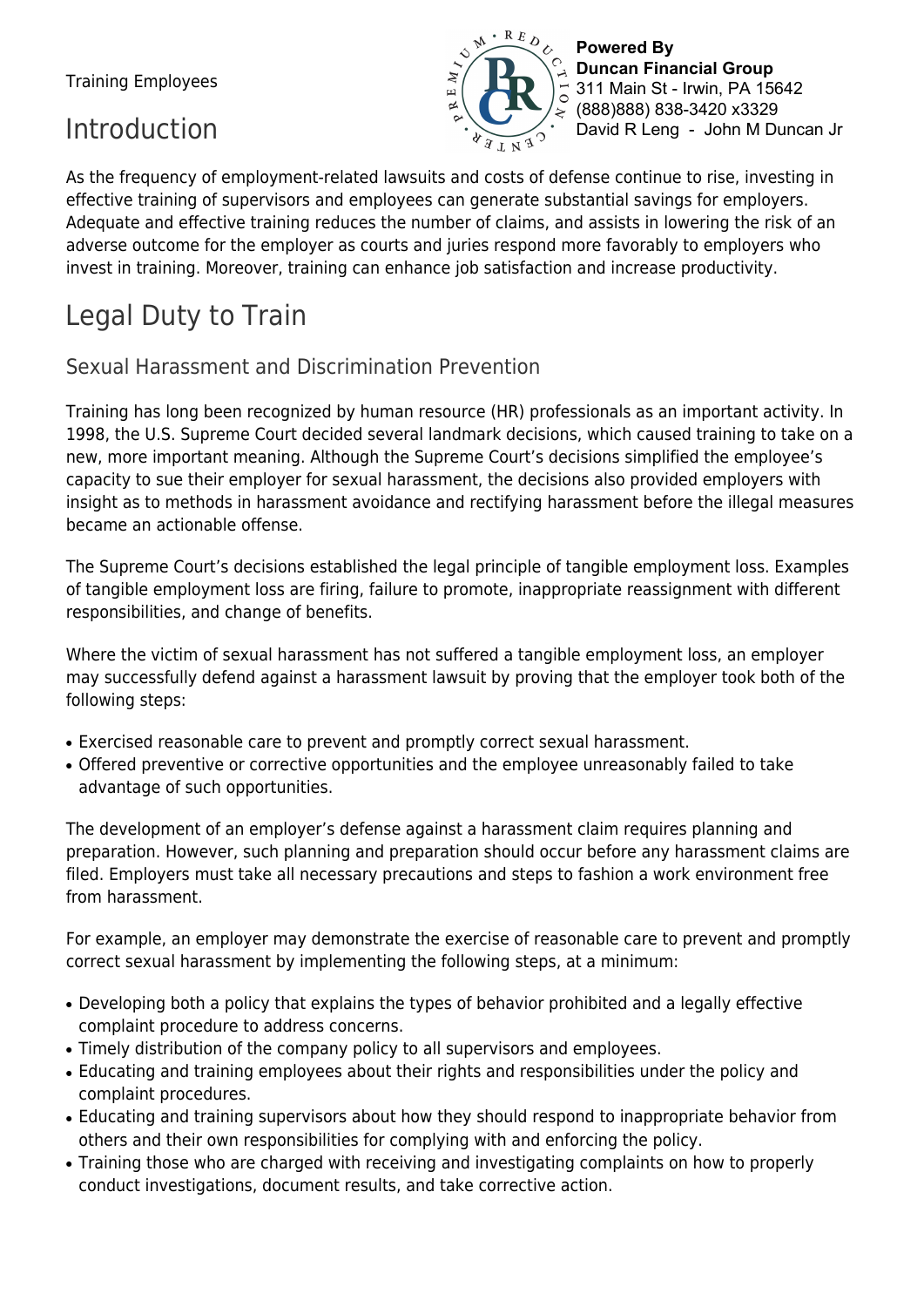Training Employees

**Powered By**
**Duncan Financial Group**
311 Main St - Irwin, PA 15642
(888)888) 838-3420 x3329
David R Leng - John M Duncan Jr

# Introduction

As the frequency of employment-related lawsuits and costs of defense continue to rise, investing in effective training of supervisors and employees can generate substantial savings for employers. Adequate and effective training reduces the number of claims, and assists in lowering the risk of an adverse outcome for the employer as courts and juries respond more favorably to employers who invest in training. Moreover, training can enhance job satisfaction and increase productivity.

# Legal Duty to Train

## Sexual Harassment and Discrimination Prevention

Training has long been recognized by human resource (HR) professionals as an important activity. In 1998, the U.S. Supreme Court decided several landmark decisions, which caused training to take on a new, more important meaning. Although the Supreme Court's decisions simplified the employee's capacity to sue their employer for sexual harassment, the decisions also provided employers with insight as to methods in harassment avoidance and rectifying harassment before the illegal measures became an actionable offense.

The Supreme Court's decisions established the legal principle of tangible employment loss. Examples of tangible employment loss are firing, failure to promote, inappropriate reassignment with different responsibilities, and change of benefits.

Where the victim of sexual harassment has not suffered a tangible employment loss, an employer may successfully defend against a harassment lawsuit by proving that the employer took both of the following steps:

- Exercised reasonable care to prevent and promptly correct sexual harassment.
- Offered preventive or corrective opportunities and the employee unreasonably failed to take advantage of such opportunities.

The development of an employer's defense against a harassment claim requires planning and preparation. However, such planning and preparation should occur before any harassment claims are filed. Employers must take all necessary precautions and steps to fashion a work environment free from harassment.

For example, an employer may demonstrate the exercise of reasonable care to prevent and promptly correct sexual harassment by implementing the following steps, at a minimum:

- Developing both a policy that explains the types of behavior prohibited and a legally effective complaint procedure to address concerns.
- Timely distribution of the company policy to all supervisors and employees.
- Educating and training employees about their rights and responsibilities under the policy and complaint procedures.
- Educating and training supervisors about how they should respond to inappropriate behavior from others and their own responsibilities for complying with and enforcing the policy.
- Training those who are charged with receiving and investigating complaints on how to properly conduct investigations, document results, and take corrective action.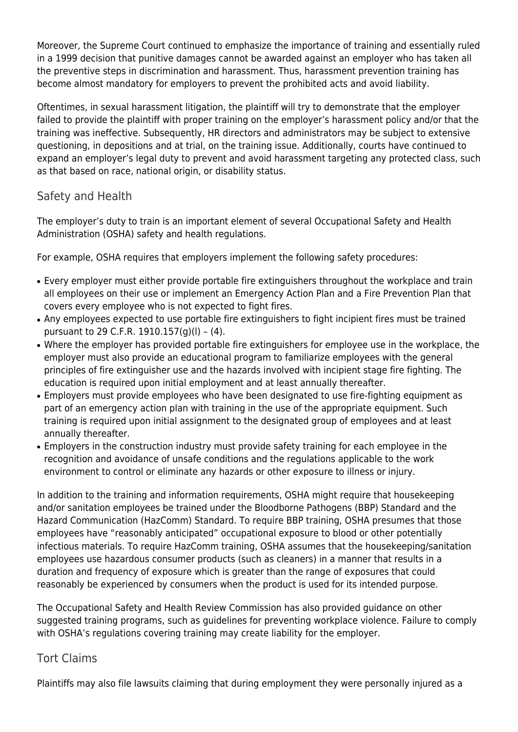Moreover, the Supreme Court continued to emphasize the importance of training and essentially ruled in a 1999 decision that punitive damages cannot be awarded against an employer who has taken all the preventive steps in discrimination and harassment. Thus, harassment prevention training has become almost mandatory for employers to prevent the prohibited acts and avoid liability.

Oftentimes, in sexual harassment litigation, the plaintiff will try to demonstrate that the employer failed to provide the plaintiff with proper training on the employer's harassment policy and/or that the training was ineffective. Subsequently, HR directors and administrators may be subject to extensive questioning, in depositions and at trial, on the training issue. Additionally, courts have continued to expand an employer's legal duty to prevent and avoid harassment targeting any protected class, such as that based on race, national origin, or disability status.

## Safety and Health

The employer's duty to train is an important element of several Occupational Safety and Health Administration (OSHA) safety and health regulations.

For example, OSHA requires that employers implement the following safety procedures:

- Every employer must either provide portable fire extinguishers throughout the workplace and train all employees on their use or implement an Emergency Action Plan and a Fire Prevention Plan that covers every employee who is not expected to fight fires.
- Any employees expected to use portable fire extinguishers to fight incipient fires must be trained pursuant to 29 C.F.R. 1910.157(g)(l) – (4).
- Where the employer has provided portable fire extinguishers for employee use in the workplace, the employer must also provide an educational program to familiarize employees with the general principles of fire extinguisher use and the hazards involved with incipient stage fire fighting. The education is required upon initial employment and at least annually thereafter.
- Employers must provide employees who have been designated to use fire-fighting equipment as part of an emergency action plan with training in the use of the appropriate equipment. Such training is required upon initial assignment to the designated group of employees and at least annually thereafter.
- Employers in the construction industry must provide safety training for each employee in the recognition and avoidance of unsafe conditions and the regulations applicable to the work environment to control or eliminate any hazards or other exposure to illness or injury.

In addition to the training and information requirements, OSHA might require that housekeeping and/or sanitation employees be trained under the Bloodborne Pathogens (BBP) Standard and the Hazard Communication (HazComm) Standard. To require BBP training, OSHA presumes that those employees have "reasonably anticipated" occupational exposure to blood or other potentially infectious materials. To require HazComm training, OSHA assumes that the housekeeping/sanitation employees use hazardous consumer products (such as cleaners) in a manner that results in a duration and frequency of exposure which is greater than the range of exposures that could reasonably be experienced by consumers when the product is used for its intended purpose.

The Occupational Safety and Health Review Commission has also provided guidance on other suggested training programs, such as guidelines for preventing workplace violence. Failure to comply with OSHA's regulations covering training may create liability for the employer.

## Tort Claims

Plaintiffs may also file lawsuits claiming that during employment they were personally injured as a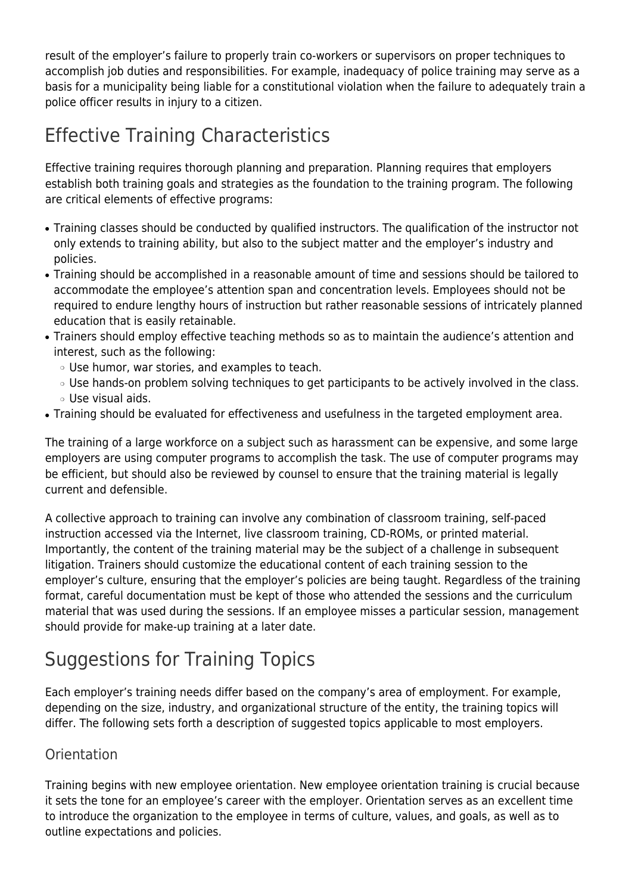result of the employer's failure to properly train co-workers or supervisors on proper techniques to accomplish job duties and responsibilities. For example, inadequacy of police training may serve as a basis for a municipality being liable for a constitutional violation when the failure to adequately train a police officer results in injury to a citizen.

## Effective Training Characteristics

Effective training requires thorough planning and preparation. Planning requires that employers establish both training goals and strategies as the foundation to the training program. The following are critical elements of effective programs:

- Training classes should be conducted by qualified instructors. The qualification of the instructor not only extends to training ability, but also to the subject matter and the employer's industry and policies.
- Training should be accomplished in a reasonable amount of time and sessions should be tailored to accommodate the employee's attention span and concentration levels. Employees should not be required to endure lengthy hours of instruction but rather reasonable sessions of intricately planned education that is easily retainable.
- Trainers should employ effective teaching methods so as to maintain the audience's attention and interest, such as the following:
  - Use humor, war stories, and examples to teach.
  - Use hands-on problem solving techniques to get participants to be actively involved in the class.
  - Use visual aids.
- Training should be evaluated for effectiveness and usefulness in the targeted employment area.

The training of a large workforce on a subject such as harassment can be expensive, and some large employers are using computer programs to accomplish the task. The use of computer programs may be efficient, but should also be reviewed by counsel to ensure that the training material is legally current and defensible.

A collective approach to training can involve any combination of classroom training, self-paced instruction accessed via the Internet, live classroom training, CD-ROMs, or printed material. Importantly, the content of the training material may be the subject of a challenge in subsequent litigation. Trainers should customize the educational content of each training session to the employer's culture, ensuring that the employer's policies are being taught. Regardless of the training format, careful documentation must be kept of those who attended the sessions and the curriculum material that was used during the sessions. If an employee misses a particular session, management should provide for make-up training at a later date.

## Suggestions for Training Topics

Each employer's training needs differ based on the company's area of employment. For example, depending on the size, industry, and organizational structure of the entity, the training topics will differ. The following sets forth a description of suggested topics applicable to most employers.

### Orientation

Training begins with new employee orientation. New employee orientation training is crucial because it sets the tone for an employee's career with the employer. Orientation serves as an excellent time to introduce the organization to the employee in terms of culture, values, and goals, as well as to outline expectations and policies.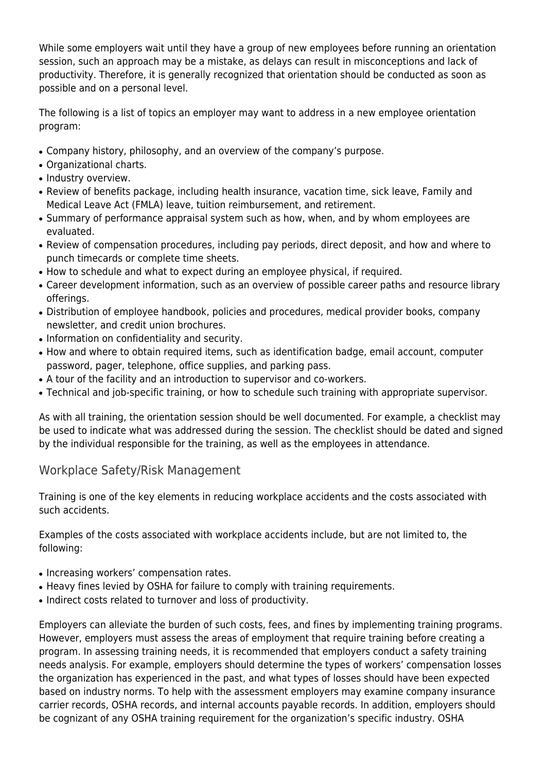While some employers wait until they have a group of new employees before running an orientation session, such an approach may be a mistake, as delays can result in misconceptions and lack of productivity. Therefore, it is generally recognized that orientation should be conducted as soon as possible and on a personal level.

The following is a list of topics an employer may want to address in a new employee orientation program:

- Company history, philosophy, and an overview of the company's purpose.
- Organizational charts.
- Industry overview.
- Review of benefits package, including health insurance, vacation time, sick leave, Family and Medical Leave Act (FMLA) leave, tuition reimbursement, and retirement.
- Summary of performance appraisal system such as how, when, and by whom employees are evaluated.
- Review of compensation procedures, including pay periods, direct deposit, and how and where to punch timecards or complete time sheets.
- How to schedule and what to expect during an employee physical, if required.
- Career development information, such as an overview of possible career paths and resource library offerings.
- Distribution of employee handbook, policies and procedures, medical provider books, company newsletter, and credit union brochures.
- Information on confidentiality and security.
- How and where to obtain required items, such as identification badge, email account, computer password, pager, telephone, office supplies, and parking pass.
- A tour of the facility and an introduction to supervisor and co-workers.
- Technical and job-specific training, or how to schedule such training with appropriate supervisor.

As with all training, the orientation session should be well documented. For example, a checklist may be used to indicate what was addressed during the session. The checklist should be dated and signed by the individual responsible for the training, as well as the employees in attendance.

## Workplace Safety/Risk Management

Training is one of the key elements in reducing workplace accidents and the costs associated with such accidents.

Examples of the costs associated with workplace accidents include, but are not limited to, the following:

- Increasing workers' compensation rates.
- Heavy fines levied by OSHA for failure to comply with training requirements.
- Indirect costs related to turnover and loss of productivity.

Employers can alleviate the burden of such costs, fees, and fines by implementing training programs. However, employers must assess the areas of employment that require training before creating a program. In assessing training needs, it is recommended that employers conduct a safety training needs analysis. For example, employers should determine the types of workers' compensation losses the organization has experienced in the past, and what types of losses should have been expected based on industry norms. To help with the assessment employers may examine company insurance carrier records, OSHA records, and internal accounts payable records. In addition, employers should be cognizant of any OSHA training requirement for the organization's specific industry. OSHA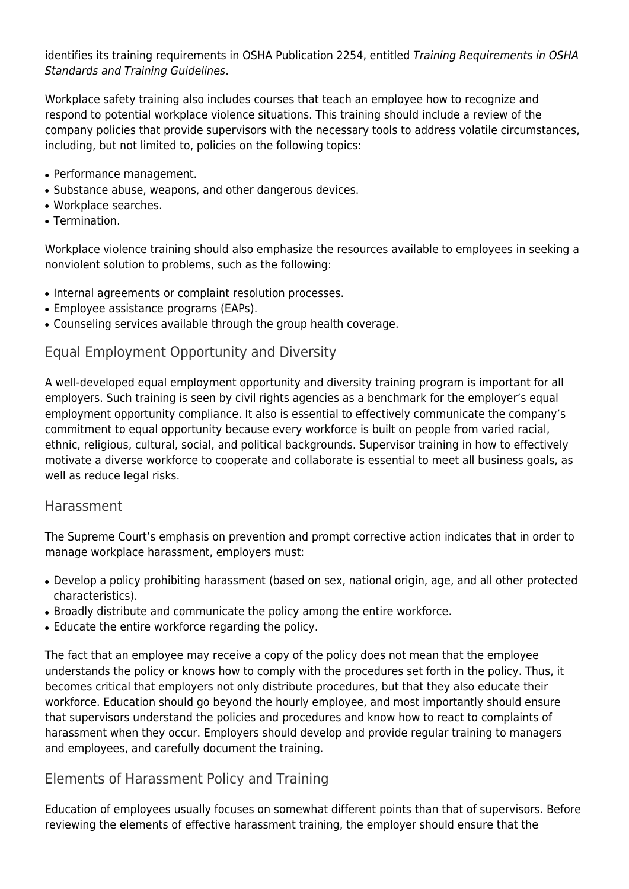identifies its training requirements in OSHA Publication 2254, entitled *Training Requirements in OSHA Standards and Training Guidelines*.

Workplace safety training also includes courses that teach an employee how to recognize and respond to potential workplace violence situations. This training should include a review of the company policies that provide supervisors with the necessary tools to address volatile circumstances, including, but not limited to, policies on the following topics:

- Performance management.
- Substance abuse, weapons, and other dangerous devices.
- Workplace searches.
- Termination.

Workplace violence training should also emphasize the resources available to employees in seeking a nonviolent solution to problems, such as the following:

- Internal agreements or complaint resolution processes.
- Employee assistance programs (EAPs).
- Counseling services available through the group health coverage.

## Equal Employment Opportunity and Diversity

A well-developed equal employment opportunity and diversity training program is important for all employers. Such training is seen by civil rights agencies as a benchmark for the employer's equal employment opportunity compliance. It also is essential to effectively communicate the company's commitment to equal opportunity because every workforce is built on people from varied racial, ethnic, religious, cultural, social, and political backgrounds. Supervisor training in how to effectively motivate a diverse workforce to cooperate and collaborate is essential to meet all business goals, as well as reduce legal risks.

## Harassment

The Supreme Court's emphasis on prevention and prompt corrective action indicates that in order to manage workplace harassment, employers must:

- Develop a policy prohibiting harassment (based on sex, national origin, age, and all other protected characteristics).
- Broadly distribute and communicate the policy among the entire workforce.
- Educate the entire workforce regarding the policy.

The fact that an employee may receive a copy of the policy does not mean that the employee understands the policy or knows how to comply with the procedures set forth in the policy. Thus, it becomes critical that employers not only distribute procedures, but that they also educate their workforce. Education should go beyond the hourly employee, and most importantly should ensure that supervisors understand the policies and procedures and know how to react to complaints of harassment when they occur. Employers should develop and provide regular training to managers and employees, and carefully document the training.

## Elements of Harassment Policy and Training

Education of employees usually focuses on somewhat different points than that of supervisors. Before reviewing the elements of effective harassment training, the employer should ensure that the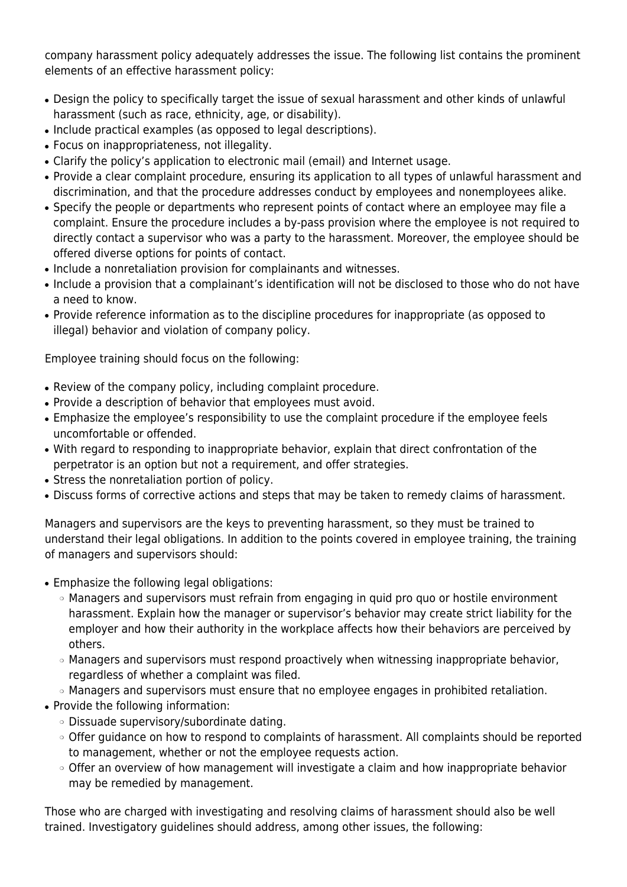company harassment policy adequately addresses the issue. The following list contains the prominent elements of an effective harassment policy:

- Design the policy to specifically target the issue of sexual harassment and other kinds of unlawful harassment (such as race, ethnicity, age, or disability).
- Include practical examples (as opposed to legal descriptions).
- Focus on inappropriateness, not illegality.
- Clarify the policy's application to electronic mail (email) and Internet usage.
- Provide a clear complaint procedure, ensuring its application to all types of unlawful harassment and discrimination, and that the procedure addresses conduct by employees and nonemployees alike.
- Specify the people or departments who represent points of contact where an employee may file a complaint. Ensure the procedure includes a by-pass provision where the employee is not required to directly contact a supervisor who was a party to the harassment. Moreover, the employee should be offered diverse options for points of contact.
- Include a nonretaliation provision for complainants and witnesses.
- Include a provision that a complainant's identification will not be disclosed to those who do not have a need to know.
- Provide reference information as to the discipline procedures for inappropriate (as opposed to illegal) behavior and violation of company policy.

Employee training should focus on the following:

- Review of the company policy, including complaint procedure.
- Provide a description of behavior that employees must avoid.
- Emphasize the employee's responsibility to use the complaint procedure if the employee feels uncomfortable or offended.
- With regard to responding to inappropriate behavior, explain that direct confrontation of the perpetrator is an option but not a requirement, and offer strategies.
- Stress the nonretaliation portion of policy.
- Discuss forms of corrective actions and steps that may be taken to remedy claims of harassment.

Managers and supervisors are the keys to preventing harassment, so they must be trained to understand their legal obligations. In addition to the points covered in employee training, the training of managers and supervisors should:

- Emphasize the following legal obligations:
  - Managers and supervisors must refrain from engaging in quid pro quo or hostile environment harassment. Explain how the manager or supervisor's behavior may create strict liability for the employer and how their authority in the workplace affects how their behaviors are perceived by others.
  - Managers and supervisors must respond proactively when witnessing inappropriate behavior, regardless of whether a complaint was filed.
  - Managers and supervisors must ensure that no employee engages in prohibited retaliation.
- Provide the following information:
  - Dissuade supervisory/subordinate dating.
  - Offer guidance on how to respond to complaints of harassment. All complaints should be reported to management, whether or not the employee requests action.
  - Offer an overview of how management will investigate a claim and how inappropriate behavior may be remedied by management.

Those who are charged with investigating and resolving claims of harassment should also be well trained. Investigatory guidelines should address, among other issues, the following: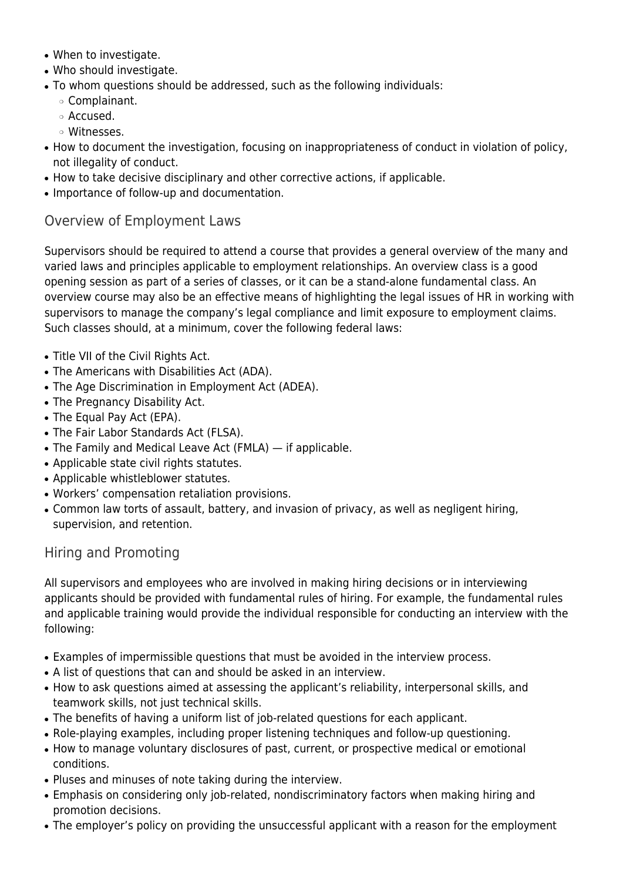- When to investigate.
- Who should investigate.
- To whom questions should be addressed, such as the following individuals:
  - Complainant.
  - Accused.
  - Witnesses.
- How to document the investigation, focusing on inappropriateness of conduct in violation of policy, not illegality of conduct.
- How to take decisive disciplinary and other corrective actions, if applicable.
- Importance of follow-up and documentation.

## Overview of Employment Laws

Supervisors should be required to attend a course that provides a general overview of the many and varied laws and principles applicable to employment relationships. An overview class is a good opening session as part of a series of classes, or it can be a stand-alone fundamental class. An overview course may also be an effective means of highlighting the legal issues of HR in working with supervisors to manage the company's legal compliance and limit exposure to employment claims. Such classes should, at a minimum, cover the following federal laws:

- Title VII of the Civil Rights Act.
- The Americans with Disabilities Act (ADA).
- The Age Discrimination in Employment Act (ADEA).
- The Pregnancy Disability Act.
- The Equal Pay Act (EPA).
- The Fair Labor Standards Act (FLSA).
- The Family and Medical Leave Act (FMLA) — if applicable.
- Applicable state civil rights statutes.
- Applicable whistleblower statutes.
- Workers' compensation retaliation provisions.
- Common law torts of assault, battery, and invasion of privacy, as well as negligent hiring, supervision, and retention.

## Hiring and Promoting

All supervisors and employees who are involved in making hiring decisions or in interviewing applicants should be provided with fundamental rules of hiring. For example, the fundamental rules and applicable training would provide the individual responsible for conducting an interview with the following:

- Examples of impermissible questions that must be avoided in the interview process.
- A list of questions that can and should be asked in an interview.
- How to ask questions aimed at assessing the applicant's reliability, interpersonal skills, and teamwork skills, not just technical skills.
- The benefits of having a uniform list of job-related questions for each applicant.
- Role-playing examples, including proper listening techniques and follow-up questioning.
- How to manage voluntary disclosures of past, current, or prospective medical or emotional conditions.
- Pluses and minuses of note taking during the interview.
- Emphasis on considering only job-related, nondiscriminatory factors when making hiring and promotion decisions.
- The employer's policy on providing the unsuccessful applicant with a reason for the employment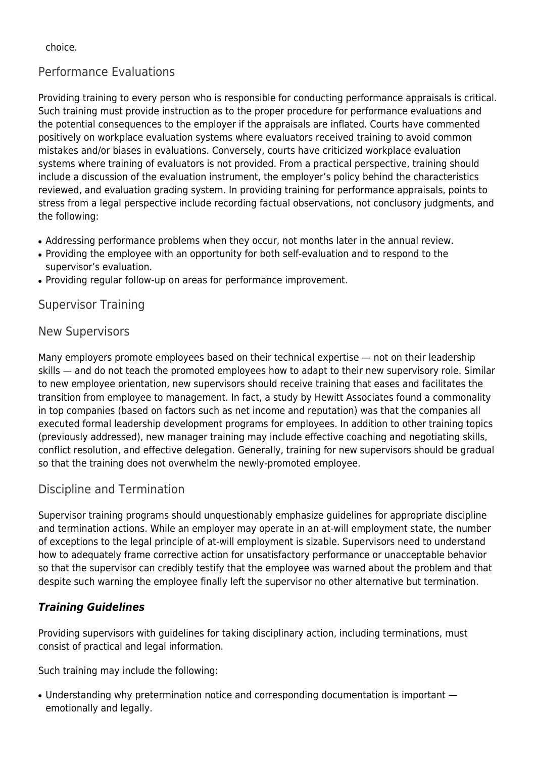choice.

## Performance Evaluations

Providing training to every person who is responsible for conducting performance appraisals is critical. Such training must provide instruction as to the proper procedure for performance evaluations and the potential consequences to the employer if the appraisals are inflated. Courts have commented positively on workplace evaluation systems where evaluators received training to avoid common mistakes and/or biases in evaluations. Conversely, courts have criticized workplace evaluation systems where training of evaluators is not provided. From a practical perspective, training should include a discussion of the evaluation instrument, the employer's policy behind the characteristics reviewed, and evaluation grading system. In providing training for performance appraisals, points to stress from a legal perspective include recording factual observations, not conclusory judgments, and the following:

- Addressing performance problems when they occur, not months later in the annual review.
- Providing the employee with an opportunity for both self-evaluation and to respond to the supervisor's evaluation.
- Providing regular follow-up on areas for performance improvement.

## Supervisor Training

## New Supervisors

Many employers promote employees based on their technical expertise — not on their leadership skills — and do not teach the promoted employees how to adapt to their new supervisory role. Similar to new employee orientation, new supervisors should receive training that eases and facilitates the transition from employee to management. In fact, a study by Hewitt Associates found a commonality in top companies (based on factors such as net income and reputation) was that the companies all executed formal leadership development programs for employees. In addition to other training topics (previously addressed), new manager training may include effective coaching and negotiating skills, conflict resolution, and effective delegation. Generally, training for new supervisors should be gradual so that the training does not overwhelm the newly-promoted employee.

## Discipline and Termination

Supervisor training programs should unquestionably emphasize guidelines for appropriate discipline and termination actions. While an employer may operate in an at-will employment state, the number of exceptions to the legal principle of at-will employment is sizable. Supervisors need to understand how to adequately frame corrective action for unsatisfactory performance or unacceptable behavior so that the supervisor can credibly testify that the employee was warned about the problem and that despite such warning the employee finally left the supervisor no other alternative but termination.

### *Training Guidelines*

Providing supervisors with guidelines for taking disciplinary action, including terminations, must consist of practical and legal information.

Such training may include the following:

- Understanding why pretermination notice and corresponding documentation is important — emotionally and legally.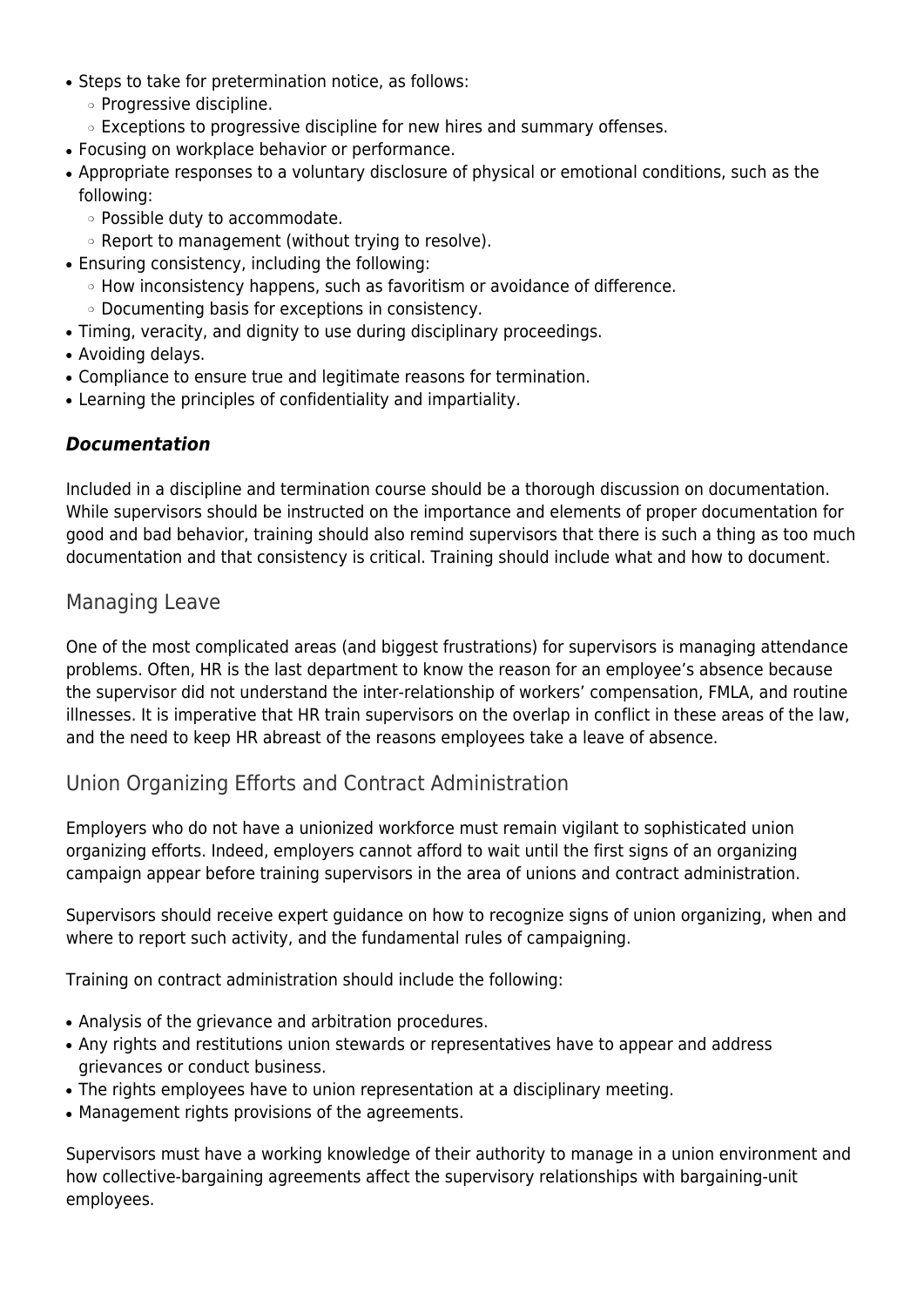- Steps to take for pretermination notice, as follows:
  - Progressive discipline.
  - Exceptions to progressive discipline for new hires and summary offenses.
- Focusing on workplace behavior or performance.
- Appropriate responses to a voluntary disclosure of physical or emotional conditions, such as the following:
  - Possible duty to accommodate.
  - Report to management (without trying to resolve).
- Ensuring consistency, including the following:
  - How inconsistency happens, such as favoritism or avoidance of difference.
  - Documenting basis for exceptions in consistency.
- Timing, veracity, and dignity to use during disciplinary proceedings.
- Avoiding delays.
- Compliance to ensure true and legitimate reasons for termination.
- Learning the principles of confidentiality and impartiality.

***Documentation***

Included in a discipline and termination course should be a thorough discussion on documentation. While supervisors should be instructed on the importance and elements of proper documentation for good and bad behavior, training should also remind supervisors that there is such a thing as too much documentation and that consistency is critical. Training should include what and how to document.

## Managing Leave

One of the most complicated areas (and biggest frustrations) for supervisors is managing attendance problems. Often, HR is the last department to know the reason for an employee's absence because the supervisor did not understand the inter-relationship of workers' compensation, FMLA, and routine illnesses. It is imperative that HR train supervisors on the overlap in conflict in these areas of the law, and the need to keep HR abreast of the reasons employees take a leave of absence.

## Union Organizing Efforts and Contract Administration

Employers who do not have a unionized workforce must remain vigilant to sophisticated union organizing efforts. Indeed, employers cannot afford to wait until the first signs of an organizing campaign appear before training supervisors in the area of unions and contract administration.

Supervisors should receive expert guidance on how to recognize signs of union organizing, when and where to report such activity, and the fundamental rules of campaigning.

Training on contract administration should include the following:

- Analysis of the grievance and arbitration procedures.
- Any rights and restitutions union stewards or representatives have to appear and address grievances or conduct business.
- The rights employees have to union representation at a disciplinary meeting.
- Management rights provisions of the agreements.

Supervisors must have a working knowledge of their authority to manage in a union environment and how collective-bargaining agreements affect the supervisory relationships with bargaining-unit employees.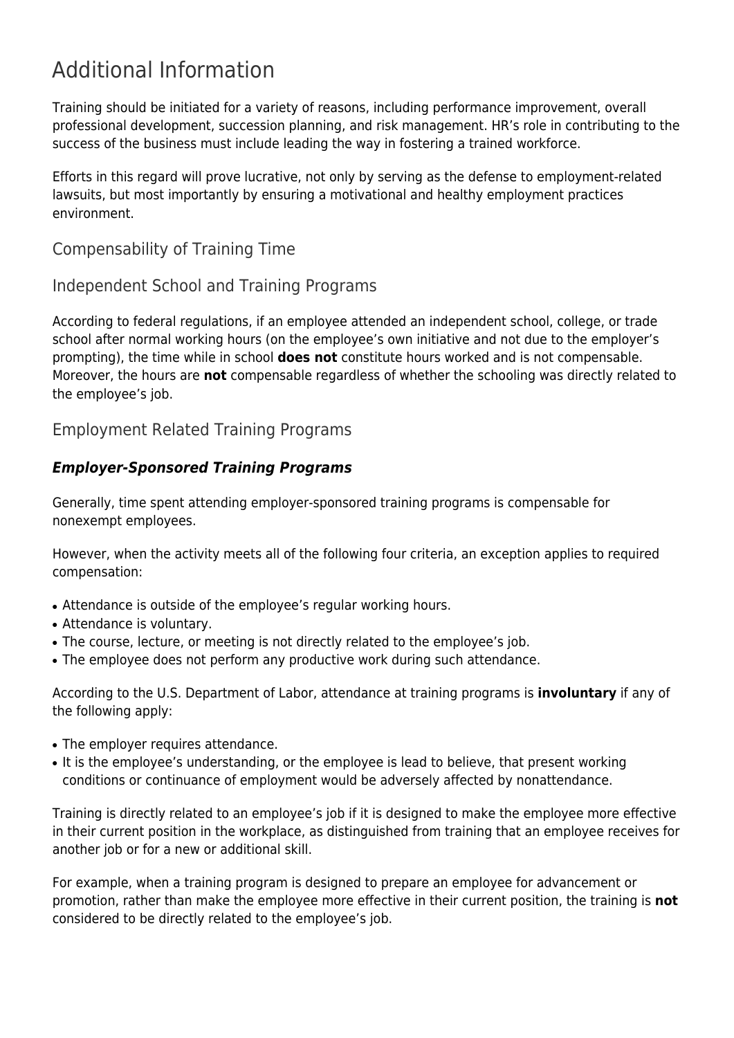# Additional Information

Training should be initiated for a variety of reasons, including performance improvement, overall professional development, succession planning, and risk management. HR's role in contributing to the success of the business must include leading the way in fostering a trained workforce.

Efforts in this regard will prove lucrative, not only by serving as the defense to employment-related lawsuits, but most importantly by ensuring a motivational and healthy employment practices environment.

## Compensability of Training Time

## Independent School and Training Programs

According to federal regulations, if an employee attended an independent school, college, or trade school after normal working hours (on the employee's own initiative and not due to the employer's prompting), the time while in school **does not** constitute hours worked and is not compensable. Moreover, the hours are **not** compensable regardless of whether the schooling was directly related to the employee's job.

## Employment Related Training Programs

### ***Employer-Sponsored Training Programs***

Generally, time spent attending employer-sponsored training programs is compensable for nonexempt employees.

However, when the activity meets all of the following four criteria, an exception applies to required compensation:

- Attendance is outside of the employee's regular working hours.
- Attendance is voluntary.
- The course, lecture, or meeting is not directly related to the employee's job.
- The employee does not perform any productive work during such attendance.

According to the U.S. Department of Labor, attendance at training programs is **involuntary** if any of the following apply:

- The employer requires attendance.
- It is the employee's understanding, or the employee is lead to believe, that present working conditions or continuance of employment would be adversely affected by nonattendance.

Training is directly related to an employee's job if it is designed to make the employee more effective in their current position in the workplace, as distinguished from training that an employee receives for another job or for a new or additional skill.

For example, when a training program is designed to prepare an employee for advancement or promotion, rather than make the employee more effective in their current position, the training is **not** considered to be directly related to the employee's job.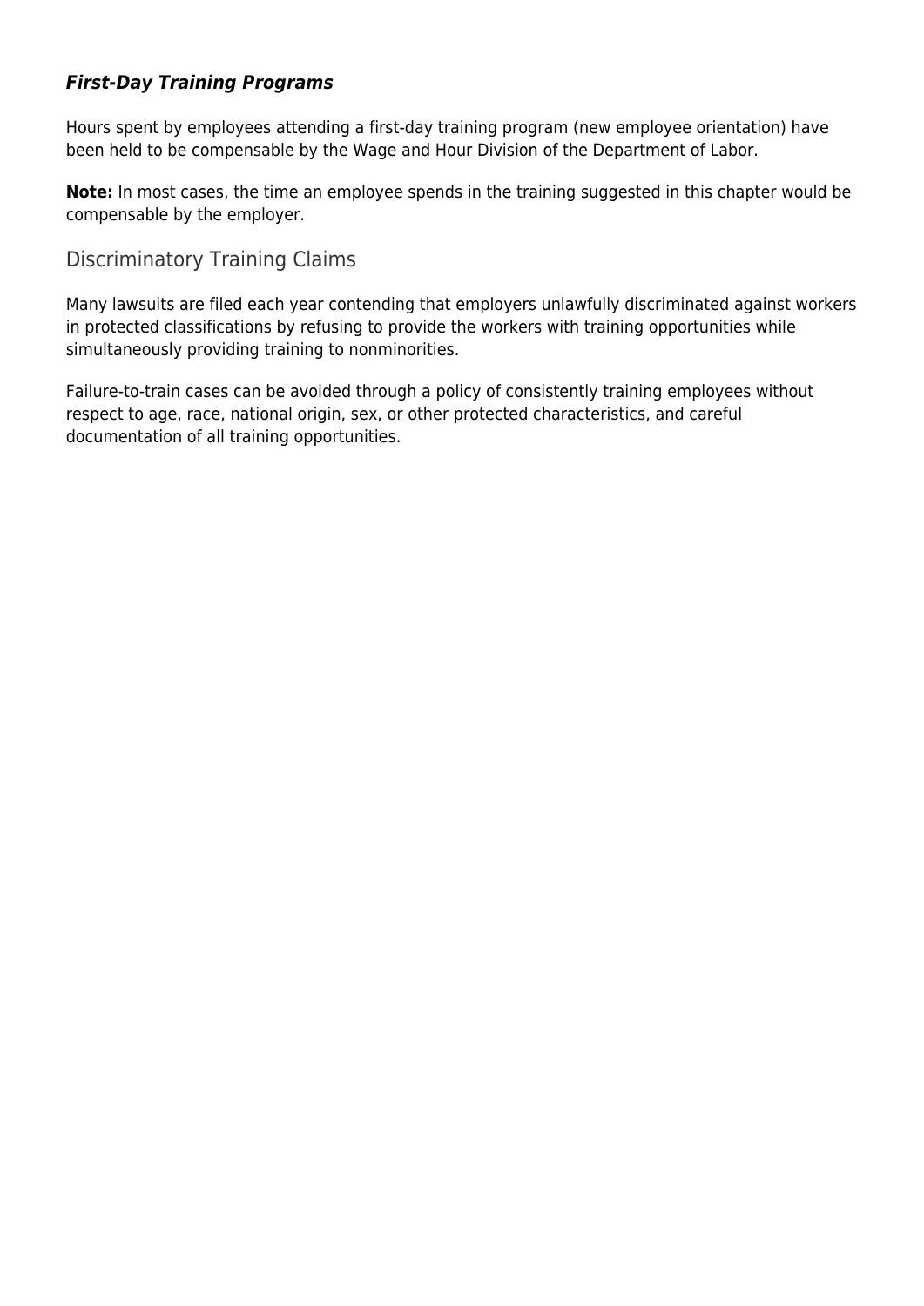#### ***First-Day Training Programs***

Hours spent by employees attending a first-day training program (new employee orientation) have been held to be compensable by the Wage and Hour Division of the Department of Labor.

**Note:** In most cases, the time an employee spends in the training suggested in this chapter would be compensable by the employer.

### Discriminatory Training Claims

Many lawsuits are filed each year contending that employers unlawfully discriminated against workers in protected classifications by refusing to provide the workers with training opportunities while simultaneously providing training to nonminorities.

Failure-to-train cases can be avoided through a policy of consistently training employees without respect to age, race, national origin, sex, or other protected characteristics, and careful documentation of all training opportunities.